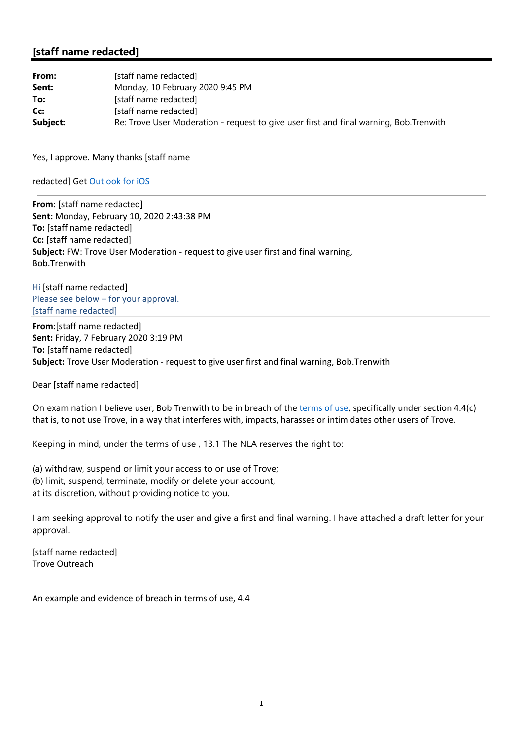## [staff name redacted]

**From:** [staff name redacted]
**Sent:** Monday, 10 February 2020 9:45 PM
**To:** [staff name redacted]
**Cc:** [staff name redacted]
**Subject:** Re: Trove User Moderation - request to give user first and final warning, Bob.Trenwith

Yes, I approve. Many thanks [staff name

redacted] Get Outlook for iOS

---

**From:** [staff name redacted]
**Sent:** Monday, February 10, 2020 2:43:38 PM
**To:** [staff name redacted]
**Cc:** [staff name redacted]
**Subject:** FW: Trove User Moderation - request to give user first and final warning, Bob.Trenwith

Hi [staff name redacted]
Please see below – for your approval.
[staff name redacted]

---

**From:**[staff name redacted]
**Sent:** Friday, 7 February 2020 3:19 PM
**To:** [staff name redacted]
**Subject:** Trove User Moderation - request to give user first and final warning, Bob.Trenwith

Dear [staff name redacted]

On examination I believe user, Bob Trenwith to be in breach of the terms of use, specifically under section 4.4(c) that is, to not use Trove, in a way that interferes with, impacts, harasses or intimidates other users of Trove.

Keeping in mind, under the terms of use , 13.1 The NLA reserves the right to:

(a) withdraw, suspend or limit your access to or use of Trove;
(b) limit, suspend, terminate, modify or delete your account,
at its discretion, without providing notice to you.

I am seeking approval to notify the user and give a first and final warning. I have attached a draft letter for your approval.

[staff name redacted]
Trove Outreach

An example and evidence of breach in terms of use, 4.4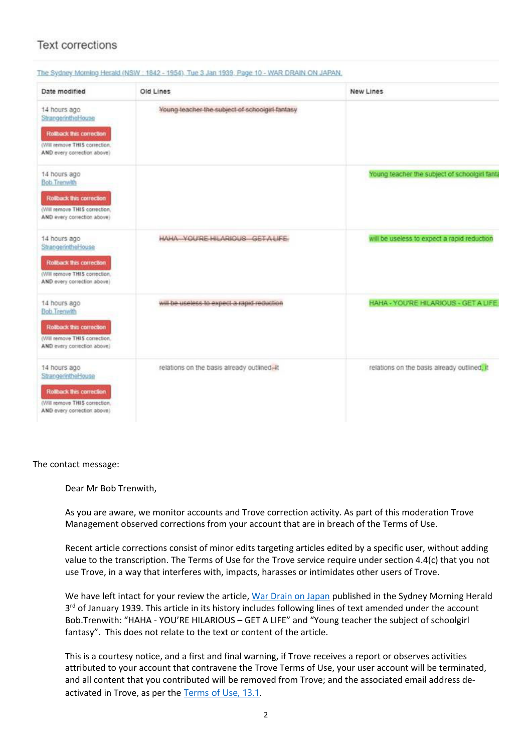## Text corrections

The Sydney Morning Herald (NSW : 1842 - 1954), Tue 3 Jan 1939, Page 10 - WAR DRAIN ON JAPAN.

| Date modified | Old Lines | New Lines |
|---|---|---|
| 14 hours ago StrangerintheHouse Rollback this correction (Will remove THIS correction, AND every correction above) | ~~Young teacher the subject of schoolgirl fantasy~~ | |
| 14 hours ago Bob Trenwith Rollback this correction (Will remove THIS correction, AND every correction above) | | Young teacher the subject of schoolgirl fanta |
| 14 hours ago StrangerintheHouse Rollback this correction (Will remove THIS correction, AND every correction above) | ~~HAHA - YOU'RE HILARIOUS - GET A LIFE~~ | will be useless to expect a rapid reduction |
| 14 hours ago Bob Trenwith Rollback this correction (Will remove THIS correction, AND every correction above) | ~~will be useless to expect a rapid reduction~~ | HAHA - YOU'RE HILARIOUS - GET A LIFE |
| 14 hours ago StrangerintheHouse Rollback this correction (Will remove THIS correction, AND every correction above) | relations on the basis already outlined.-It | relations on the basis already outlined; It |

The contact message:

> Dear Mr Bob Trenwith,
>
> As you are aware, we monitor accounts and Trove correction activity. As part of this moderation Trove Management observed corrections from your account that are in breach of the Terms of Use.
>
> Recent article corrections consist of minor edits targeting articles edited by a specific user, without adding value to the transcription. The Terms of Use for the Trove service require under section 4.4(c) that you not use Trove, in a way that interferes with, impacts, harasses or intimidates other users of Trove.
>
> We have left intact for your review the article, War Drain on Japan published in the Sydney Morning Herald 3rd of January 1939. This article in its history includes following lines of text amended under the account Bob.Trenwith: "HAHA - YOU'RE HILARIOUS – GET A LIFE" and "Young teacher the subject of schoolgirl fantasy". This does not relate to the text or content of the article.
>
> This is a courtesy notice, and a first and final warning, if Trove receives a report or observes activities attributed to your account that contravene the Trove Terms of Use, your user account will be terminated, and all content that you contributed will be removed from Trove; and the associated email address de-activated in Trove, as per the Terms of Use, 13.1.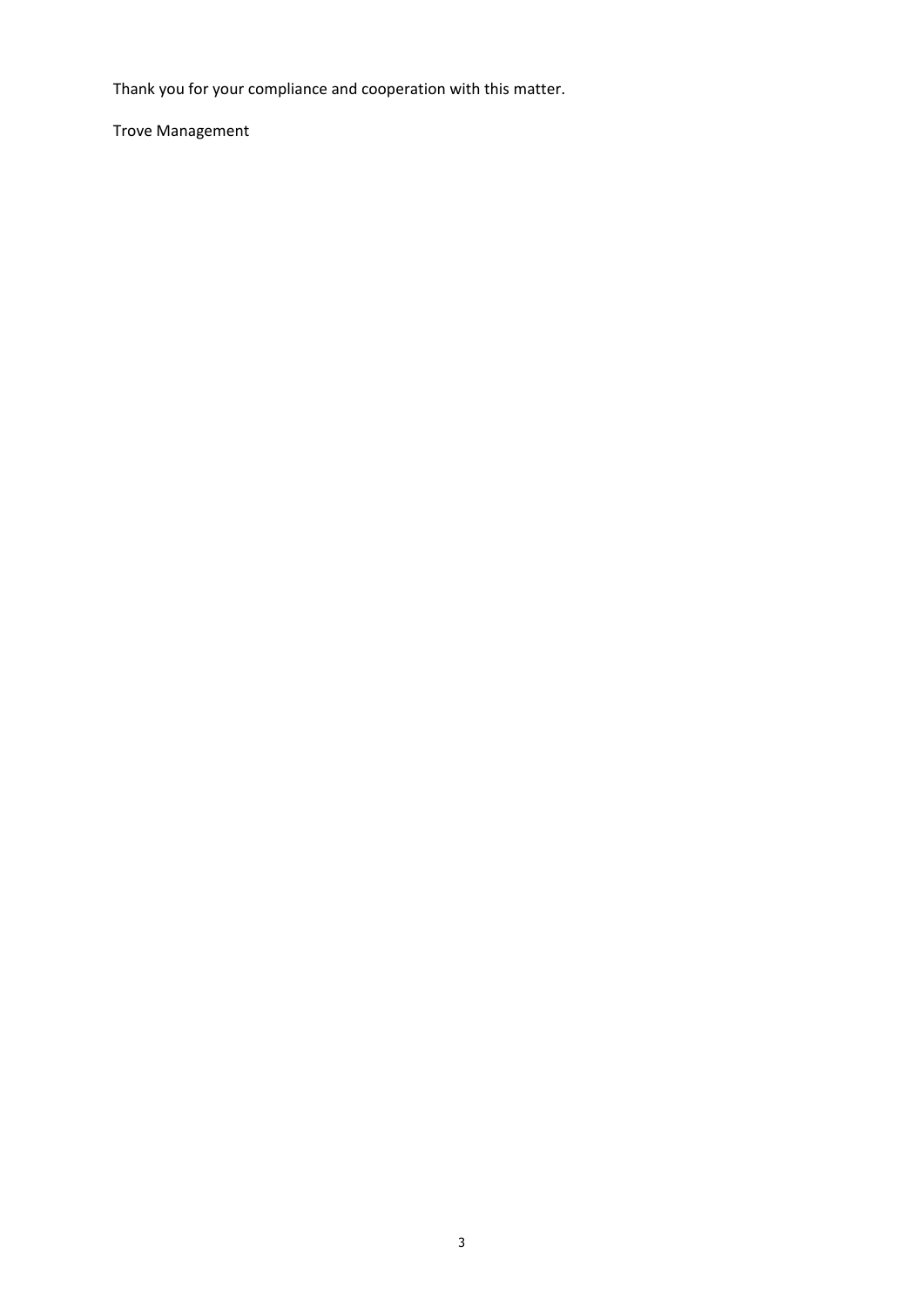Thank you for your compliance and cooperation with this matter.

Trove Management